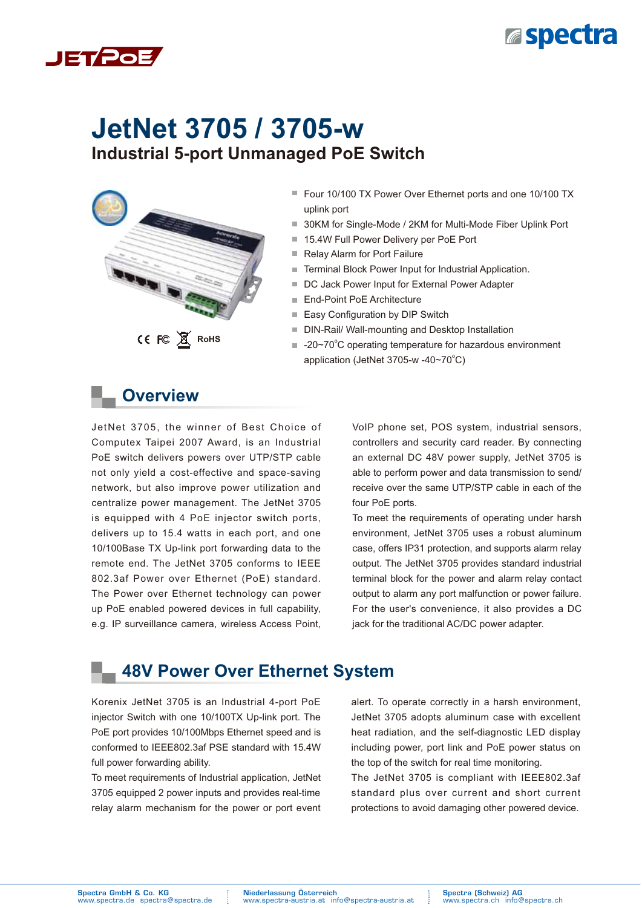# JetNet 3705 / 3705-w

## Industrial 5-port Unmanaged PoE Switch

CE FC RoHS

- Four 10/100 TX Power Over Ethernet ports and one 10/100 TX uplink port
- 30KM for Single-Mode / 2KM for Multi-Mode Fiber Uplink Port
- 15.4W Full Power Delivery per PoE Port
- Relay Alarm for Port Failure
- Terminal Block Power Input for Industrial Application.
- DC Jack Power Input for External Power Adapter
- End-Point PoE Architecture
- Easy Configuration by DIP Switch
- DIN-Rail/ Wall-mounting and Desktop Installation
- -20~70°C operating temperature for hazardous environment application (JetNet 3705-w -40~70°C)

## Overview

JetNet 3705, the winner of Best Choice of Computex Taipei 2007 Award, is an Industrial PoE switch delivers powers over UTP/STP cable not only yield a cost-effective and space-saving network, but also improve power utilization and centralize power management. The JetNet 3705 is equipped with 4 PoE injector switch ports, delivers up to 15.4 watts in each port, and one 10/100Base TX Up-link port forwarding data to the remote end. The JetNet 3705 conforms to IEEE 802.3af Power over Ethernet (PoE) standard. The Power over Ethernet technology can power up PoE enabled powered devices in full capability, e.g. IP surveillance camera, wireless Access Point, VoIP phone set, POS system, industrial sensors, controllers and security card reader. By connecting an external DC 48V power supply, JetNet 3705 is able to perform power and data transmission to send/ receive over the same UTP/STP cable in each of the four PoE ports.

To meet the requirements of operating under harsh environment, JetNet 3705 uses a robust aluminum case, offers IP31 protection, and supports alarm relay output. The JetNet 3705 provides standard industrial terminal block for the power and alarm relay contact output to alarm any port malfunction or power failure. For the user's convenience, it also provides a DC jack for the traditional AC/DC power adapter.

## 48V Power Over Ethernet System

Korenix JetNet 3705 is an Industrial 4-port PoE injector Switch with one 10/100TX Up-link port. The PoE port provides 10/100Mbps Ethernet speed and is conformed to IEEE802.3af PSE standard with 15.4W full power forwarding ability.

To meet requirements of Industrial application, JetNet 3705 equipped 2 power inputs and provides real-time relay alarm mechanism for the power or port event alert. To operate correctly in a harsh environment, JetNet 3705 adopts aluminum case with excellent heat radiation, and the self-diagnostic LED display including power, port link and PoE power status on the top of the switch for real time monitoring.

The JetNet 3705 is compliant with IEEE802.3af standard plus over current and short current protections to avoid damaging other powered device.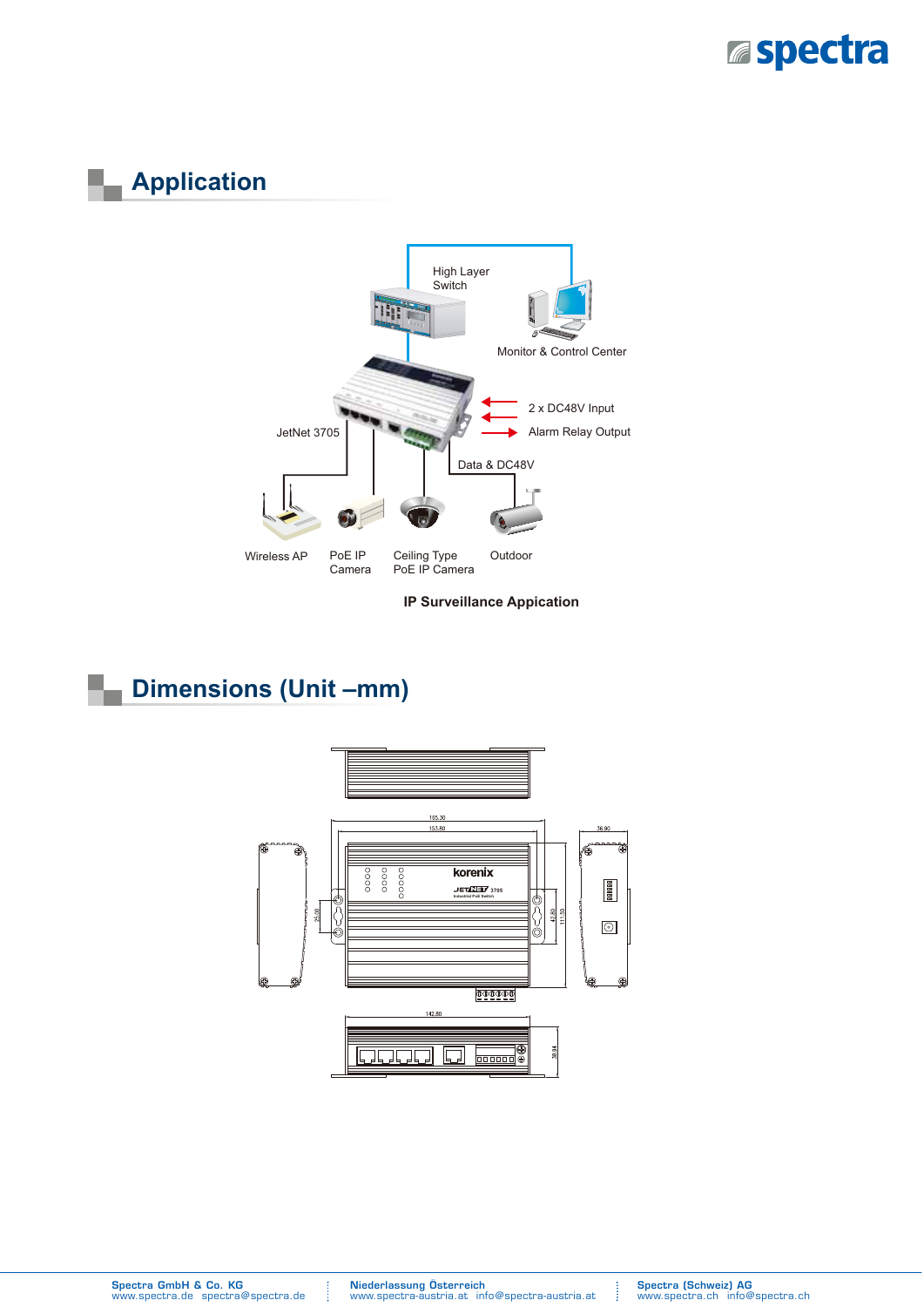## Application

High Layer Switch

Monitor & Control Center

2 x DC48V Input

Alarm Relay Output

JetNet 3705

Data & DC48V

Wireless AP

PoE IP Camera

Ceiling Type PoE IP Camera

Outdoor

**IP Surveillance Appication**

## Dimensions (Unit –mm)

165.30

153.80

36.90

25.00

42.80

111.50

142.80

30.94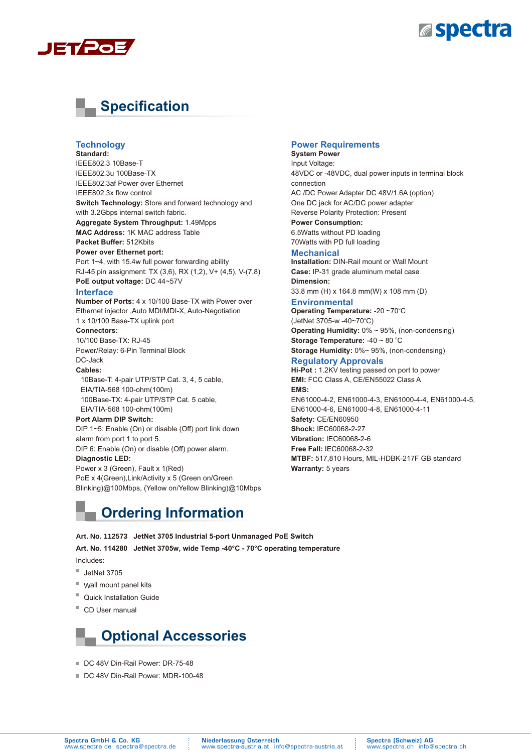# Specification

## Technology

**Standard:**
IEEE802.3 10Base-T
IEEE802.3u 100Base-TX
IEEE802.3af Power over Ethernet
IEEE802.3x flow control
**Switch Technology:** Store and forward technology and with 3.2Gbps internal switch fabric.
**Aggregate System Throughput:** 1.49Mpps
**MAC Address:** 1K MAC address Table
**Packet Buffer:** 512Kbits
**Power over Ethernet port:**
Port 1~4, with 15.4w full power forwarding ability
RJ-45 pin assignment: TX (3,6), RX (1,2), V+ (4,5), V-(7,8)
**PoE output voltage:** DC 44~57V

## Interface

**Number of Ports:** 4 x 10/100 Base-TX with Power over Ethernet injector ,Auto MDI/MDI-X, Auto-Negotiation
1 x 10/100 Base-TX uplink port
**Connectors:**
10/100 Base-TX: RJ-45
Power/Relay: 6-Pin Terminal Block
DC-Jack
**Cables:**
10Base-T: 4-pair UTP/STP Cat. 3, 4, 5 cable, EIA/TIA-568 100-ohm(100m)
100Base-TX: 4-pair UTP/STP Cat. 5 cable, EIA/TIA-568 100-ohm(100m)
**Port Alarm DIP Switch:**
DIP 1~5: Enable (On) or disable (Off) port link down alarm from port 1 to port 5.
DIP 6: Enable (On) or disable (Off) power alarm.
**Diagnostic LED:**
Power x 3 (Green), Fault x 1(Red)
PoE x 4(Green),Link/Activity x 5 (Green on/Green Blinking)@100Mbps, (Yellow on/Yellow Blinking)@10Mbps

## Power Requirements

**System Power**
Input Voltage:
48VDC or -48VDC, dual power inputs in terminal block connection
AC /DC Power Adapter DC 48V/1.6A (option)
One DC jack for AC/DC power adapter
Reverse Polarity Protection: Present
**Power Consumption:**
6.5Watts without PD loading
70Watts with PD full loading

## Mechanical

**Installation:** DIN-Rail mount or Wall Mount
**Case:** IP-31 grade aluminum metal case
**Dimension:**
33.8 mm (H) x 164.8 mm(W) x 108 mm (D)

## Environmental

**Operating Temperature:** -20 ~70°C
(JetNet 3705-w -40~70°C)
**Operating Humidity:** 0% ~ 95%, (non-condensing)
**Storage Temperature:** -40 ~ 80 °C
**Storage Humidity:** 0%~ 95%, (non-condensing)

## Regulatory Approvals

**Hi-Pot :** 1.2KV testing passed on port to power
**EMI:** FCC Class A, CE/EN55022 Class A
**EMS:**
EN61000-4-2, EN61000-4-3, EN61000-4-4, EN61000-4-5, EN61000-4-6, EN61000-4-8, EN61000-4-11
**Safety:** CE/EN60950
**Shock:** IEC60068-2-27
**Vibration:** IEC60068-2-6
**Free Fall:** IEC60068-2-32
**MTBF:** 517,810 Hours, MIL-HDBK-217F GB standard
**Warranty:** 5 years

# Ordering Information

**Art. No. 112573 JetNet 3705 Industrial 5-port Unmanaged PoE Switch**
**Art. No. 114280 JetNet 3705w, wide Temp -40°C - 70°C operating temperature**

Includes:

- JetNet 3705
- Wall mount panel kits
- Quick Installation Guide
- CD User manual

# Optional Accessories

- DC 48V Din-Rail Power: DR-75-48
- DC 48V Din-Rail Power: MDR-100-48